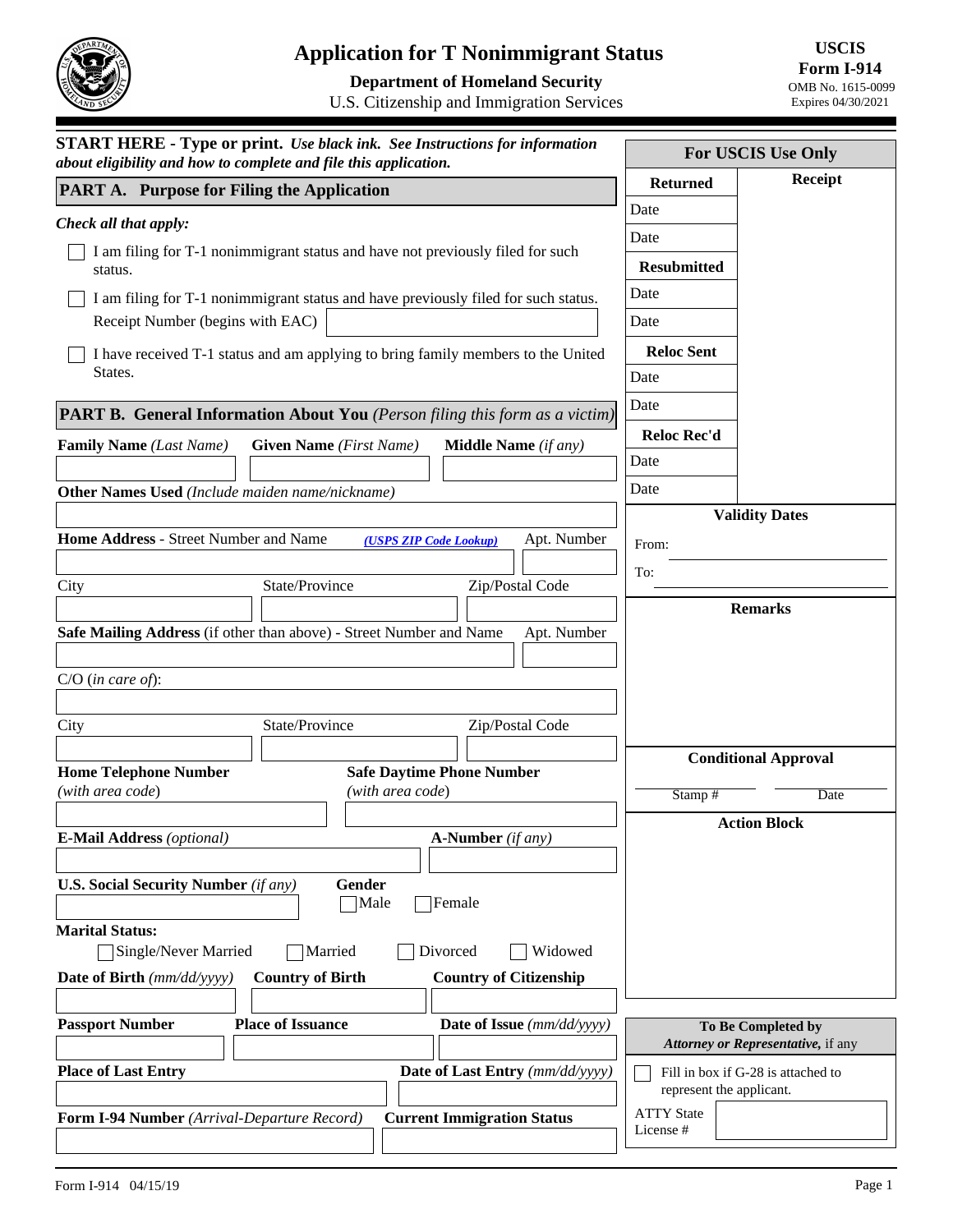# Application for T Nonimmigrant Status

**Department of Homeland Security**
U.S. Citizenship and Immigration Services

**USCIS Form I-914**
OMB No. 1615-0099
Expires 04/30/2021

**START HERE - Type or print.** ***Use black ink. See Instructions for information about eligibility and how to complete and file this application.***

## PART A. Purpose for Filing the Application

*Check all that apply:*

- ☐ I am filing for T-1 nonimmigrant status and have not previously filed for such status.
- ☐ I am filing for T-1 nonimmigrant status and have previously filed for such status. Receipt Number (begins with EAC)
- ☐ I have received T-1 status and am applying to bring family members to the United States.

## PART B. General Information About You *(Person filing this form as a victim)*

**Family Name** *(Last Name)* | **Given Name** *(First Name)* | **Middle Name** *(if any)*

**Other Names Used** *(Include maiden name/nickname)*

**Home Address** - Street Number and Name *(USPS ZIP Code Lookup)* | Apt. Number

City | State/Province | Zip/Postal Code

**Safe Mailing Address** (if other than above) - Street Number and Name | Apt. Number

C/O (*in care of*):

City | State/Province | Zip/Postal Code

**Home Telephone Number** *(with area code)* | **Safe Daytime Phone Number** *(with area code)*

**E-Mail Address** *(optional)* | **A-Number** *(if any)*

**U.S. Social Security Number** *(if any)* | **Gender** ☐ Male ☐ Female

**Marital Status:** ☐ Single/Never Married ☐ Married ☐ Divorced ☐ Widowed

**Date of Birth** *(mm/dd/yyyy)* | **Country of Birth** | **Country of Citizenship**

**Passport Number** | **Place of Issuance** | **Date of Issue** *(mm/dd/yyyy)*

**Place of Last Entry** | **Date of Last Entry** *(mm/dd/yyyy)*

**Form I-94 Number** *(Arrival-Departure Record)* | **Current Immigration Status**

---

**For USCIS Use Only**

| Returned | Receipt |
|---|---|
| Date | |
| Date | |
| **Resubmitted** | |
| Date | |
| Date | |
| **Reloc Sent** | |
| Date | |
| Date | |
| **Reloc Rec'd** | |
| Date | |
| Date | |

**Validity Dates**

From:

To:

**Remarks**

**Conditional Approval**

Stamp # | Date

**Action Block**

**To Be Completed by *Attorney or Representative,* if any**

☐ Fill in box if G-28 is attached to represent the applicant.

ATTY State License #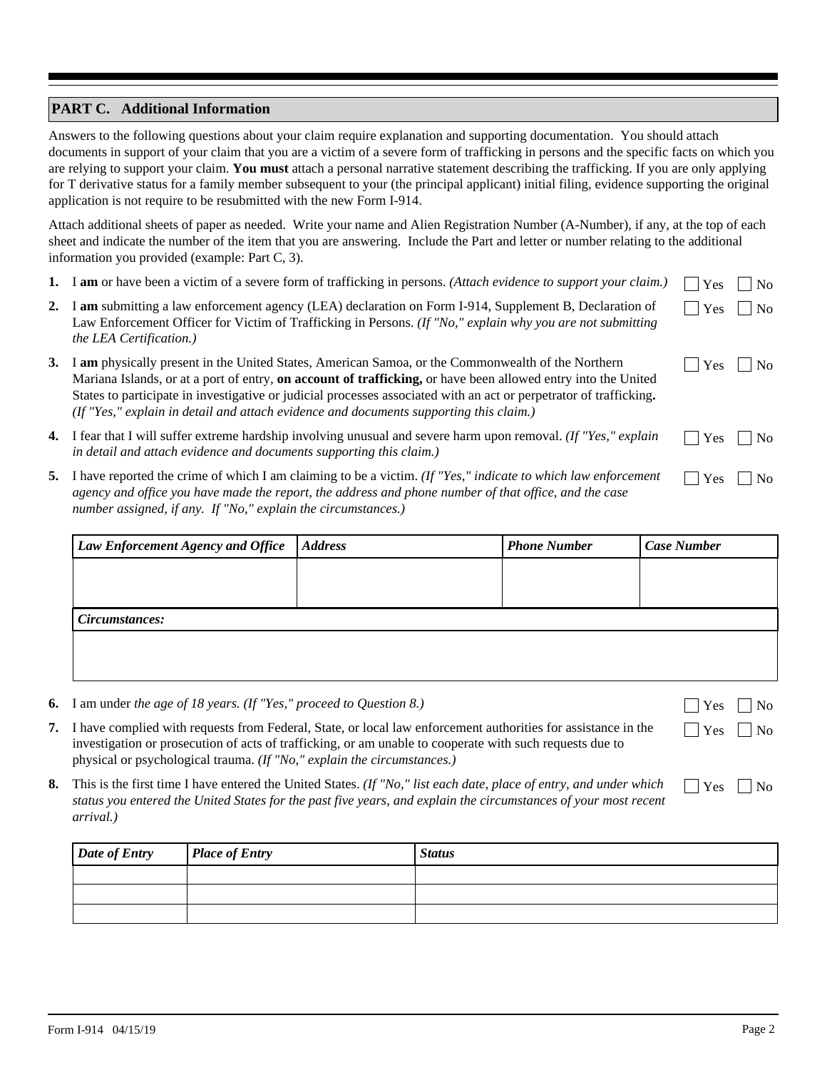## PART C. Additional Information

Answers to the following questions about your claim require explanation and supporting documentation. You should attach documents in support of your claim that you are a victim of a severe form of trafficking in persons and the specific facts on which you are relying to support your claim. **You must** attach a personal narrative statement describing the trafficking. If you are only applying for T derivative status for a family member subsequent to your (the principal applicant) initial filing, evidence supporting the original application is not require to be resubmitted with the new Form I-914.

Attach additional sheets of paper as needed. Write your name and Alien Registration Number (A-Number), if any, at the top of each sheet and indicate the number of the item that you are answering. Include the Part and letter or number relating to the additional information you provided (example: Part C, 3).

1. I **am** or have been a victim of a severe form of trafficking in persons. *(Attach evidence to support your claim.)* ☐ Yes ☐ No

2. I **am** submitting a law enforcement agency (LEA) declaration on Form I-914, Supplement B, Declaration of Law Enforcement Officer for Victim of Trafficking in Persons. *(If "No," explain why you are not submitting the LEA Certification.)* ☐ Yes ☐ No

3. I **am** physically present in the United States, American Samoa, or the Commonwealth of the Northern Mariana Islands, or at a port of entry, **on account of trafficking,** or have been allowed entry into the United States to participate in investigative or judicial processes associated with an act or perpetrator of trafficking**.** *(If "Yes," explain in detail and attach evidence and documents supporting this claim.)* ☐ Yes ☐ No

4. I fear that I will suffer extreme hardship involving unusual and severe harm upon removal. *(If "Yes," explain in detail and attach evidence and documents supporting this claim.)* ☐ Yes ☐ No

5. I have reported the crime of which I am claiming to be a victim. *(If "Yes," indicate to which law enforcement agency and office you have made the report, the address and phone number of that office, and the case number assigned, if any. If "No," explain the circumstances.)* ☐ Yes ☐ No

| *Law Enforcement Agency and Office* | *Address* | *Phone Number* | *Case Number* |
|---|---|---|---|
| | | | |
| ***Circumstances:*** | | | |
| | | | |

6. I am under *the age of 18 years. (If "Yes," proceed to Question 8.)* ☐ Yes ☐ No

7. I have complied with requests from Federal, State, or local law enforcement authorities for assistance in the investigation or prosecution of acts of trafficking, or am unable to cooperate with such requests due to physical or psychological trauma. *(If "No," explain the circumstances.)* ☐ Yes ☐ No

8. This is the first time I have entered the United States. *(If "No," list each date, place of entry, and under which status you entered the United States for the past five years, and explain the circumstances of your most recent arrival.)* ☐ Yes ☐ No

| *Date of Entry* | *Place of Entry* | *Status* |
|---|---|---|
| | | |
| | | |
| | | |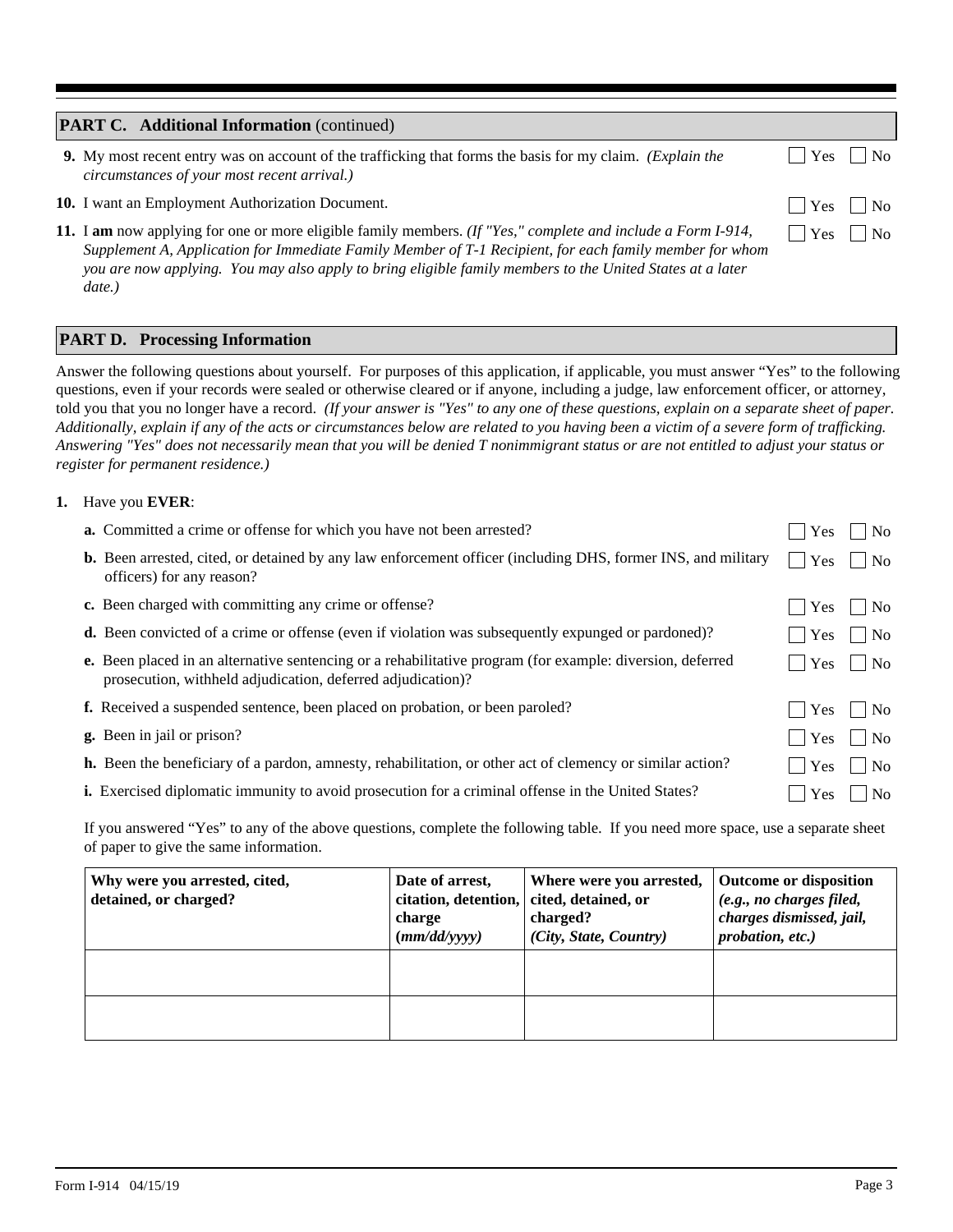## PART C. Additional Information (continued)

**9.** My most recent entry was on account of the trafficking that forms the basis for my claim. *(Explain the circumstances of your most recent arrival.)* ☐ Yes ☐ No

**10.** I want an Employment Authorization Document. ☐ Yes ☐ No

**11.** I **am** now applying for one or more eligible family members. *(If "Yes," complete and include a Form I-914, Supplement A, Application for Immediate Family Member of T-1 Recipient, for each family member for whom you are now applying. You may also apply to bring eligible family members to the United States at a later date.)* ☐ Yes ☐ No

## PART D. Processing Information

Answer the following questions about yourself. For purposes of this application, if applicable, you must answer "Yes" to the following questions, even if your records were sealed or otherwise cleared or if anyone, including a judge, law enforcement officer, or attorney, told you that you no longer have a record. *(If your answer is "Yes" to any one of these questions, explain on a separate sheet of paper. Additionally, explain if any of the acts or circumstances below are related to you having been a victim of a severe form of trafficking. Answering "Yes" does not necessarily mean that you will be denied T nonimmigrant status or are not entitled to adjust your status or register for permanent residence.)*

**1.** Have you **EVER**:

- **a.** Committed a crime or offense for which you have not been arrested? ☐ Yes ☐ No
- **b.** Been arrested, cited, or detained by any law enforcement officer (including DHS, former INS, and military officers) for any reason? ☐ Yes ☐ No
- **c.** Been charged with committing any crime or offense? ☐ Yes ☐ No
- **d.** Been convicted of a crime or offense (even if violation was subsequently expunged or pardoned)? ☐ Yes ☐ No
- **e.** Been placed in an alternative sentencing or a rehabilitative program (for example: diversion, deferred prosecution, withheld adjudication, deferred adjudication)? ☐ Yes ☐ No
- **f.** Received a suspended sentence, been placed on probation, or been paroled? ☐ Yes ☐ No
- **g.** Been in jail or prison? ☐ Yes ☐ No
- **h.** Been the beneficiary of a pardon, amnesty, rehabilitation, or other act of clemency or similar action? ☐ Yes ☐ No
- **i.** Exercised diplomatic immunity to avoid prosecution for a criminal offense in the United States? ☐ Yes ☐ No

If you answered "Yes" to any of the above questions, complete the following table. If you need more space, use a separate sheet of paper to give the same information.

| **Why were you arrested, cited, detained, or charged?** | **Date of arrest, citation, detention, charge (*mm/dd/yyyy*)** | **Where were you arrested, cited, detained, or charged? *(City, State, Country)*** | **Outcome or disposition *(e.g., no charges filed, charges dismissed, jail, probation, etc.)*** |
|---|---|---|---|
| | | | |
| | | | |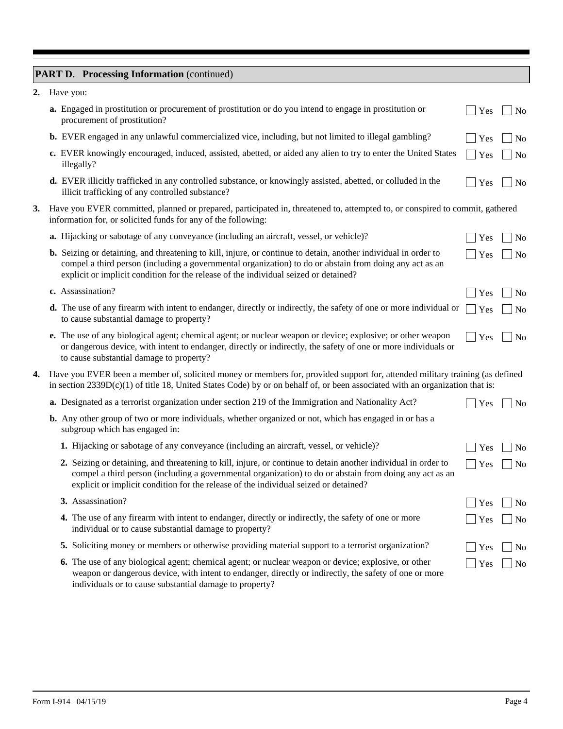## PART D. Processing Information (continued)

**2.** Have you:

**a.** Engaged in prostitution or procurement of prostitution or do you intend to engage in prostitution or procurement of prostitution? ☐ Yes ☐ No

**b.** EVER engaged in any unlawful commercialized vice, including, but not limited to illegal gambling? ☐ Yes ☐ No

**c.** EVER knowingly encouraged, induced, assisted, abetted, or aided any alien to try to enter the United States illegally? ☐ Yes ☐ No

**d.** EVER illicitly trafficked in any controlled substance, or knowingly assisted, abetted, or colluded in the illicit trafficking of any controlled substance? ☐ Yes ☐ No

**3.** Have you EVER committed, planned or prepared, participated in, threatened to, attempted to, or conspired to commit, gathered information for, or solicited funds for any of the following:

**a.** Hijacking or sabotage of any conveyance (including an aircraft, vessel, or vehicle)? ☐ Yes ☐ No

**b.** Seizing or detaining, and threatening to kill, injure, or continue to detain, another individual in order to compel a third person (including a governmental organization) to do or abstain from doing any act as an explicit or implicit condition for the release of the individual seized or detained? ☐ Yes ☐ No

**c.** Assassination? ☐ Yes ☐ No

**d.** The use of any firearm with intent to endanger, directly or indirectly, the safety of one or more individual or to cause substantial damage to property? ☐ Yes ☐ No

**e.** The use of any biological agent; chemical agent; or nuclear weapon or device; explosive; or other weapon or dangerous device, with intent to endanger, directly or indirectly, the safety of one or more individuals or to cause substantial damage to property? ☐ Yes ☐ No

**4.** Have you EVER been a member of, solicited money or members for, provided support for, attended military training (as defined in section 2339D(c)(1) of title 18, United States Code) by or on behalf of, or been associated with an organization that is:

**a.** Designated as a terrorist organization under section 219 of the Immigration and Nationality Act? ☐ Yes ☐ No

**b.** Any other group of two or more individuals, whether organized or not, which has engaged in or has a subgroup which has engaged in:

**1.** Hijacking or sabotage of any conveyance (including an aircraft, vessel, or vehicle)? ☐ Yes ☐ No

**2.** Seizing or detaining, and threatening to kill, injure, or continue to detain another individual in order to compel a third person (including a governmental organization) to do or abstain from doing any act as an explicit or implicit condition for the release of the individual seized or detained? ☐ Yes ☐ No

**3.** Assassination? ☐ Yes ☐ No

**4.** The use of any firearm with intent to endanger, directly or indirectly, the safety of one or more individual or to cause substantial damage to property? ☐ Yes ☐ No

**5.** Soliciting money or members or otherwise providing material support to a terrorist organization? ☐ Yes ☐ No

**6.** The use of any biological agent; chemical agent; or nuclear weapon or device; explosive, or other weapon or dangerous device, with intent to endanger, directly or indirectly, the safety of one or more individuals or to cause substantial damage to property? ☐ Yes ☐ No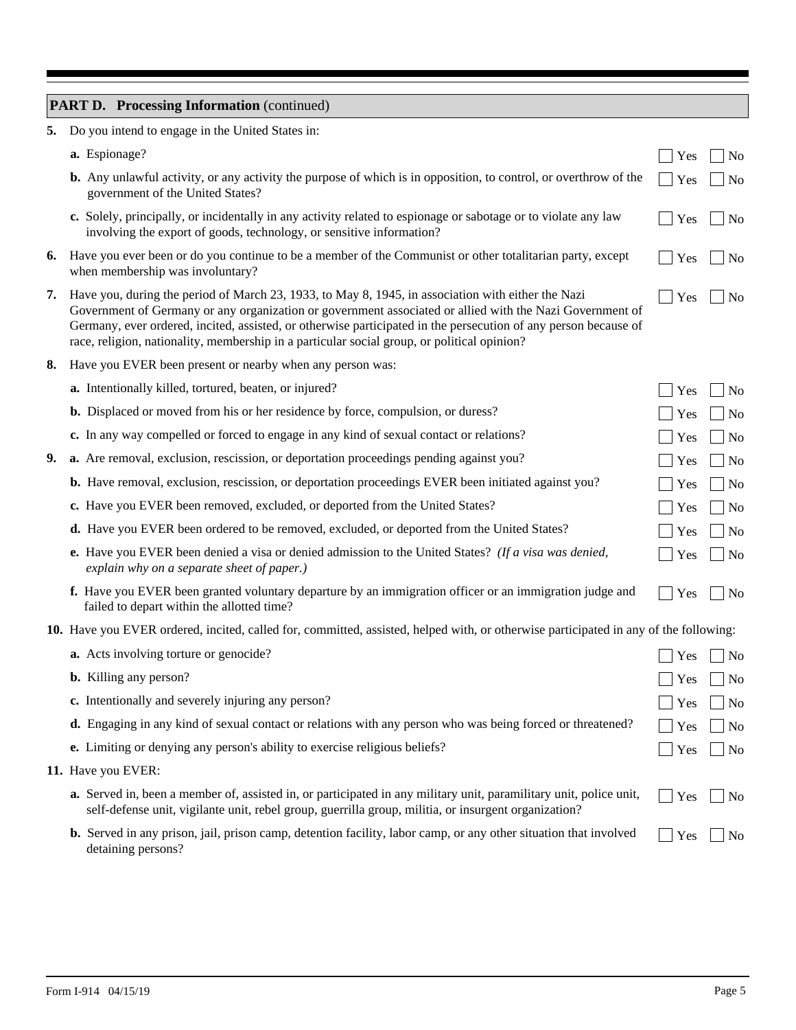## PART D. Processing Information (continued)

**5.** Do you intend to engage in the United States in:

**a.** Espionage? ☐ Yes ☐ No

**b.** Any unlawful activity, or any activity the purpose of which is in opposition, to control, or overthrow of the government of the United States? ☐ Yes ☐ No

**c.** Solely, principally, or incidentally in any activity related to espionage or sabotage or to violate any law involving the export of goods, technology, or sensitive information? ☐ Yes ☐ No

**6.** Have you ever been or do you continue to be a member of the Communist or other totalitarian party, except when membership was involuntary? ☐ Yes ☐ No

**7.** Have you, during the period of March 23, 1933, to May 8, 1945, in association with either the Nazi Government of Germany or any organization or government associated or allied with the Nazi Government of Germany, ever ordered, incited, assisted, or otherwise participated in the persecution of any person because of race, religion, nationality, membership in a particular social group, or political opinion? ☐ Yes ☐ No

**8.** Have you EVER been present or nearby when any person was:

**a.** Intentionally killed, tortured, beaten, or injured? ☐ Yes ☐ No

**b.** Displaced or moved from his or her residence by force, compulsion, or duress? ☐ Yes ☐ No

**c.** In any way compelled or forced to engage in any kind of sexual contact or relations? ☐ Yes ☐ No

**9.** **a.** Are removal, exclusion, rescission, or deportation proceedings pending against you? ☐ Yes ☐ No

**b.** Have removal, exclusion, rescission, or deportation proceedings EVER been initiated against you? ☐ Yes ☐ No

**c.** Have you EVER been removed, excluded, or deported from the United States? ☐ Yes ☐ No

**d.** Have you EVER been ordered to be removed, excluded, or deported from the United States? ☐ Yes ☐ No

**e.** Have you EVER been denied a visa or denied admission to the United States? *(If a visa was denied, explain why on a separate sheet of paper.)* ☐ Yes ☐ No

**f.** Have you EVER been granted voluntary departure by an immigration officer or an immigration judge and failed to depart within the allotted time? ☐ Yes ☐ No

**10.** Have you EVER ordered, incited, called for, committed, assisted, helped with, or otherwise participated in any of the following:

**a.** Acts involving torture or genocide? ☐ Yes ☐ No

**b.** Killing any person? ☐ Yes ☐ No

**c.** Intentionally and severely injuring any person? ☐ Yes ☐ No

**d.** Engaging in any kind of sexual contact or relations with any person who was being forced or threatened? ☐ Yes ☐ No

**e.** Limiting or denying any person's ability to exercise religious beliefs? ☐ Yes ☐ No

**11.** Have you EVER:

**a.** Served in, been a member of, assisted in, or participated in any military unit, paramilitary unit, police unit, self-defense unit, vigilante unit, rebel group, guerrilla group, militia, or insurgent organization? ☐ Yes ☐ No

**b.** Served in any prison, jail, prison camp, detention facility, labor camp, or any other situation that involved detaining persons? ☐ Yes ☐ No

Form I-914 04/15/19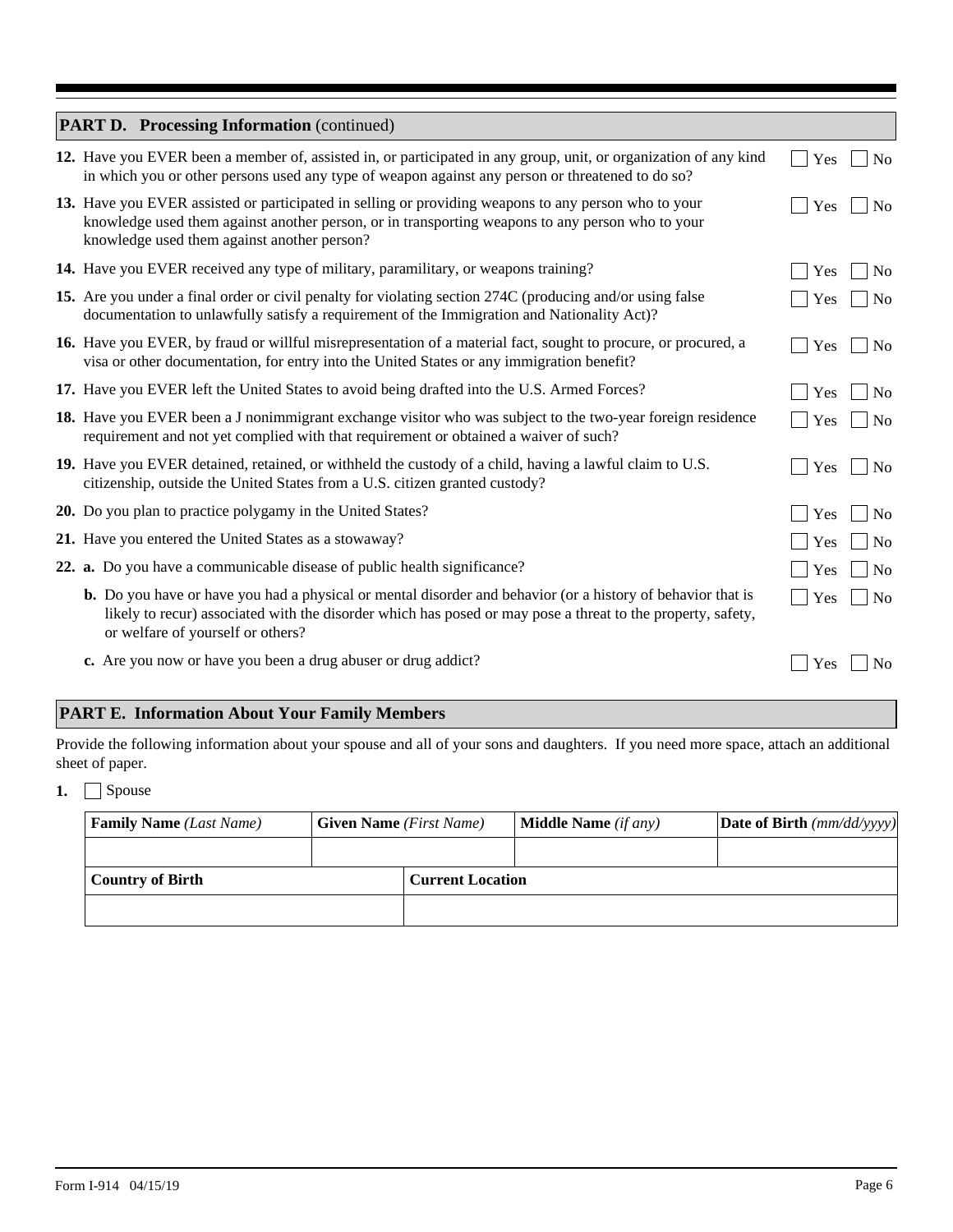## PART D. Processing Information (continued)

**12.** Have you EVER been a member of, assisted in, or participated in any group, unit, or organization of any kind in which you or other persons used any type of weapon against any person or threatened to do so? ☐ Yes ☐ No

**13.** Have you EVER assisted or participated in selling or providing weapons to any person who to your knowledge used them against another person, or in transporting weapons to any person who to your knowledge used them against another person? ☐ Yes ☐ No

**14.** Have you EVER received any type of military, paramilitary, or weapons training? ☐ Yes ☐ No

**15.** Are you under a final order or civil penalty for violating section 274C (producing and/or using false documentation to unlawfully satisfy a requirement of the Immigration and Nationality Act)? ☐ Yes ☐ No

**16.** Have you EVER, by fraud or willful misrepresentation of a material fact, sought to procure, or procured, a visa or other documentation, for entry into the United States or any immigration benefit? ☐ Yes ☐ No

**17.** Have you EVER left the United States to avoid being drafted into the U.S. Armed Forces? ☐ Yes ☐ No

**18.** Have you EVER been a J nonimmigrant exchange visitor who was subject to the two-year foreign residence requirement and not yet complied with that requirement or obtained a waiver of such? ☐ Yes ☐ No

**19.** Have you EVER detained, retained, or withheld the custody of a child, having a lawful claim to U.S. citizenship, outside the United States from a U.S. citizen granted custody? ☐ Yes ☐ No

**20.** Do you plan to practice polygamy in the United States? ☐ Yes ☐ No

**21.** Have you entered the United States as a stowaway? ☐ Yes ☐ No

**22.** **a.** Do you have a communicable disease of public health significance? ☐ Yes ☐ No

**b.** Do you have or have you had a physical or mental disorder and behavior (or a history of behavior that is likely to recur) associated with the disorder which has posed or may pose a threat to the property, safety, or welfare of yourself or others? ☐ Yes ☐ No

**c.** Are you now or have you been a drug abuser or drug addict? ☐ Yes ☐ No

## PART E. Information About Your Family Members

Provide the following information about your spouse and all of your sons and daughters. If you need more space, attach an additional sheet of paper.

**1.** ☐ Spouse

| **Family Name** *(Last Name)* | **Given Name** *(First Name)* | **Middle Name** *(if any)* | **Date of Birth** *(mm/dd/yyyy)* |
|---|---|---|---|
| | | | |

| **Country of Birth** | **Current Location** |
|---|---|
| | |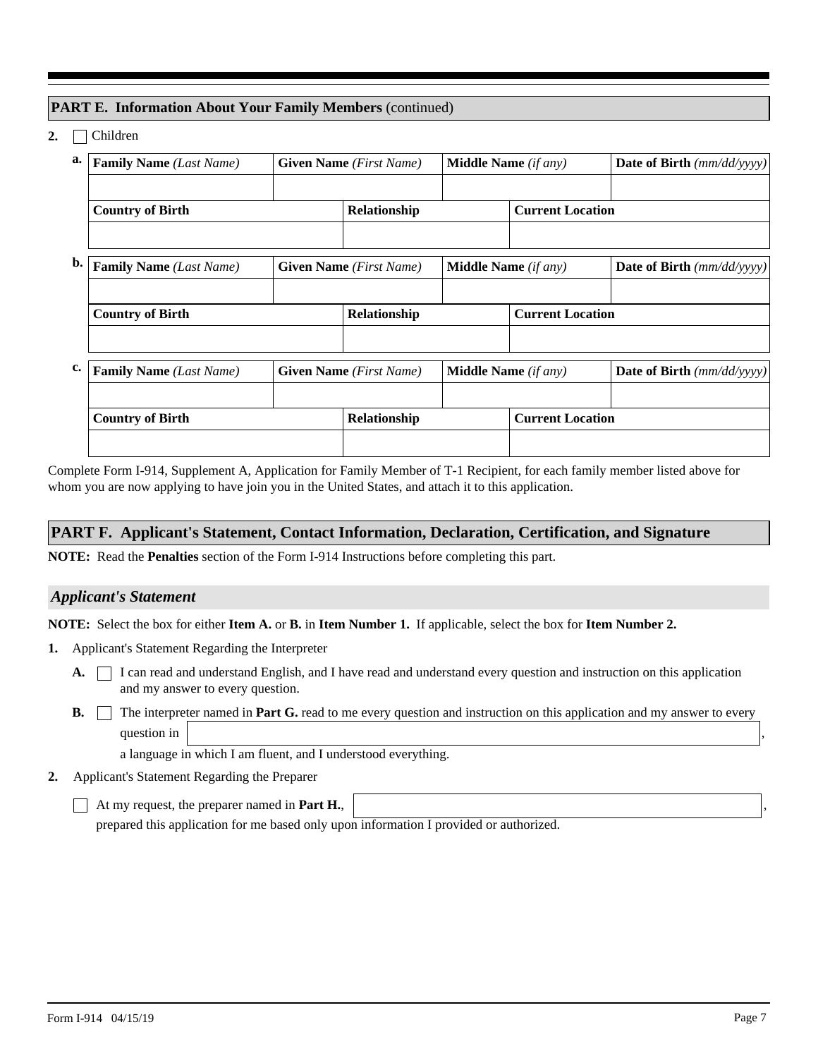## PART E. Information About Your Family Members (continued)

**2.** ☐ Children

**a.**

| **Family Name** *(Last Name)* | **Given Name** *(First Name)* | **Middle Name** *(if any)* | **Date of Birth** *(mm/dd/yyyy)* |
|---|---|---|---|
| | | | |

| **Country of Birth** | **Relationship** | **Current Location** |
|---|---|---|
| | | |

**b.**

| **Family Name** *(Last Name)* | **Given Name** *(First Name)* | **Middle Name** *(if any)* | **Date of Birth** *(mm/dd/yyyy)* |
|---|---|---|---|
| | | | |

| **Country of Birth** | **Relationship** | **Current Location** |
|---|---|---|
| | | |

**c.**

| **Family Name** *(Last Name)* | **Given Name** *(First Name)* | **Middle Name** *(if any)* | **Date of Birth** *(mm/dd/yyyy)* |
|---|---|---|---|
| | | | |

| **Country of Birth** | **Relationship** | **Current Location** |
|---|---|---|
| | | |

Complete Form I-914, Supplement A, Application for Family Member of T-1 Recipient, for each family member listed above for whom you are now applying to have join you in the United States, and attach it to this application.

## PART F. Applicant's Statement, Contact Information, Declaration, Certification, and Signature

**NOTE:** Read the **Penalties** section of the Form I-914 Instructions before completing this part.

### *Applicant's Statement*

**NOTE:** Select the box for either **Item A.** or **B.** in **Item Number 1.** If applicable, select the box for **Item Number 2.**

**1.** Applicant's Statement Regarding the Interpreter

**A.** ☐ I can read and understand English, and I have read and understand every question and instruction on this application and my answer to every question.

**B.** ☐ The interpreter named in **Part G.** read to me every question and instruction on this application and my answer to every question in ______________________________, a language in which I am fluent, and I understood everything.

**2.** Applicant's Statement Regarding the Preparer

☐ At my request, the preparer named in **Part H.**, ______________________________, prepared this application for me based only upon information I provided or authorized.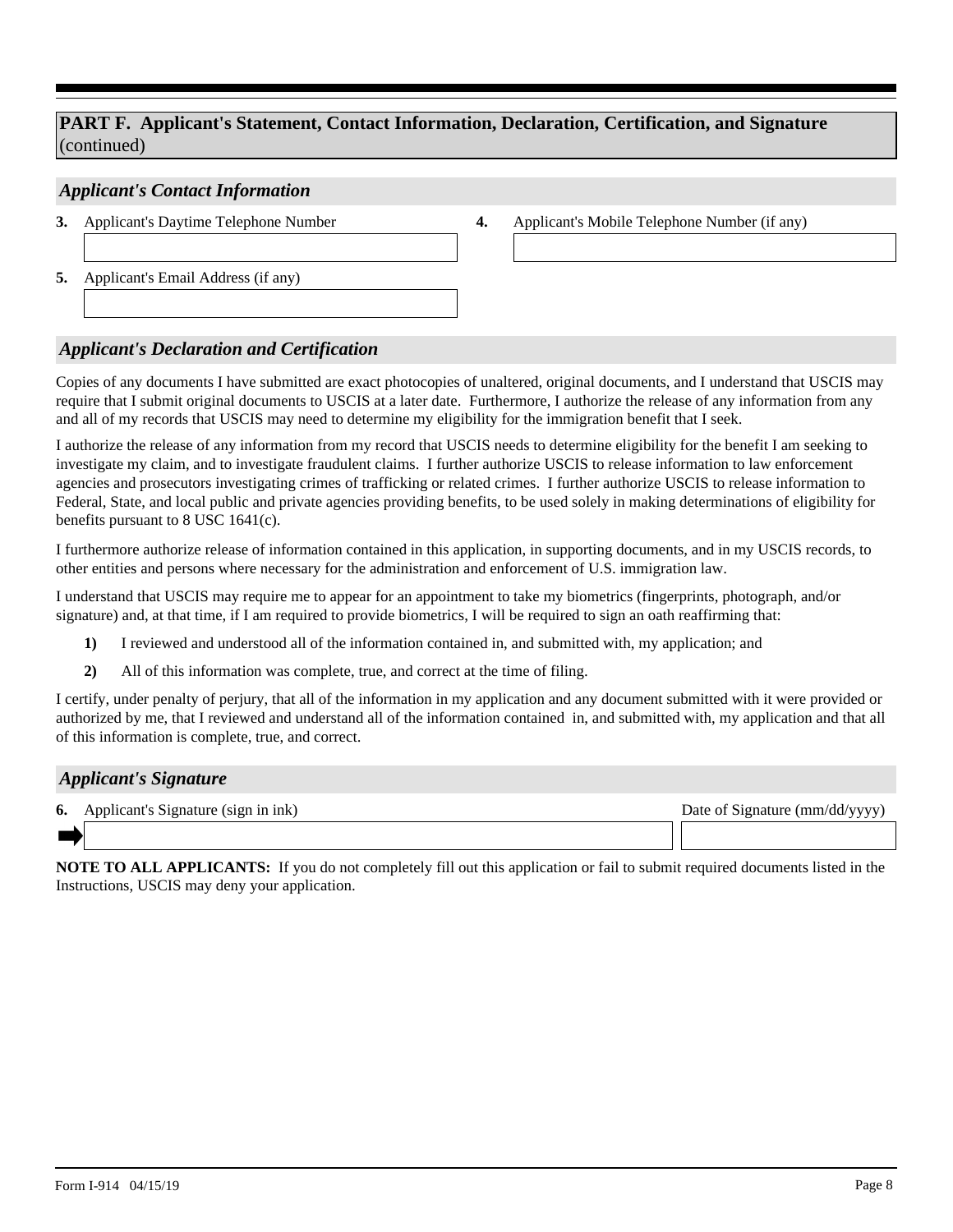## PART F. Applicant's Statement, Contact Information, Declaration, Certification, and Signature (continued)

### *Applicant's Contact Information*

**3.** Applicant's Daytime Telephone Number

**4.** Applicant's Mobile Telephone Number (if any)

**5.** Applicant's Email Address (if any)

### *Applicant's Declaration and Certification*

Copies of any documents I have submitted are exact photocopies of unaltered, original documents, and I understand that USCIS may require that I submit original documents to USCIS at a later date. Furthermore, I authorize the release of any information from any and all of my records that USCIS may need to determine my eligibility for the immigration benefit that I seek.

I authorize the release of any information from my record that USCIS needs to determine eligibility for the benefit I am seeking to investigate my claim, and to investigate fraudulent claims. I further authorize USCIS to release information to law enforcement agencies and prosecutors investigating crimes of trafficking or related crimes. I further authorize USCIS to release information to Federal, State, and local public and private agencies providing benefits, to be used solely in making determinations of eligibility for benefits pursuant to 8 USC 1641(c).

I furthermore authorize release of information contained in this application, in supporting documents, and in my USCIS records, to other entities and persons where necessary for the administration and enforcement of U.S. immigration law.

I understand that USCIS may require me to appear for an appointment to take my biometrics (fingerprints, photograph, and/or signature) and, at that time, if I am required to provide biometrics, I will be required to sign an oath reaffirming that:

**1)** I reviewed and understood all of the information contained in, and submitted with, my application; and

**2)** All of this information was complete, true, and correct at the time of filing.

I certify, under penalty of perjury, that all of the information in my application and any document submitted with it were provided or authorized by me, that I reviewed and understand all of the information contained in, and submitted with, my application and that all of this information is complete, true, and correct.

### *Applicant's Signature*

**6.** Applicant's Signature (sign in ink)

Date of Signature (mm/dd/yyyy)

**NOTE TO ALL APPLICANTS:** If you do not completely fill out this application or fail to submit required documents listed in the Instructions, USCIS may deny your application.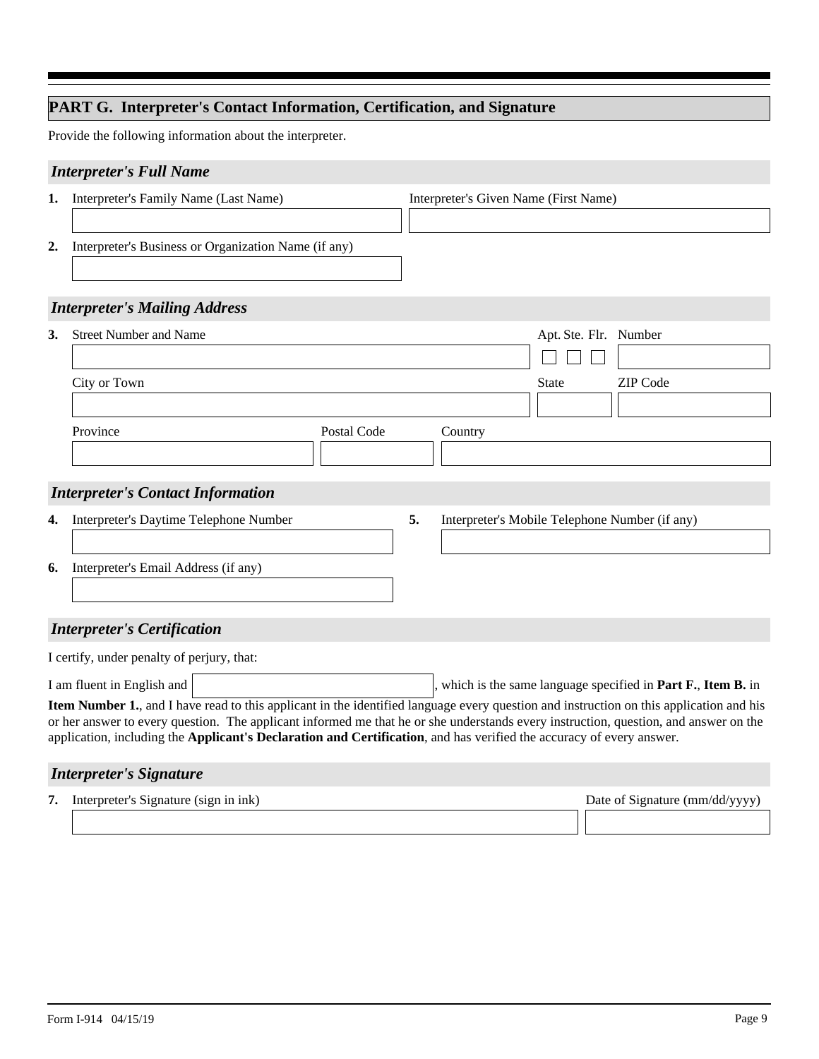## PART G. Interpreter's Contact Information, Certification, and Signature

Provide the following information about the interpreter.

### *Interpreter's Full Name*

**1.** Interpreter's Family Name (Last Name)

Interpreter's Given Name (First Name)

**2.** Interpreter's Business or Organization Name (if any)

### *Interpreter's Mailing Address*

**3.** Street Number and Name

Apt. Ste. Flr. Number

City or Town

State

ZIP Code

Province

Postal Code

Country

### *Interpreter's Contact Information*

**4.** Interpreter's Daytime Telephone Number

**5.** Interpreter's Mobile Telephone Number (if any)

**6.** Interpreter's Email Address (if any)

### *Interpreter's Certification*

I certify, under penalty of perjury, that:

I am fluent in English and ______________________, which is the same language specified in **Part F.**, **Item B.** in **Item Number 1.**, and I have read to this applicant in the identified language every question and instruction on this application and his or her answer to every question. The applicant informed me that he or she understands every instruction, question, and answer on the application, including the **Applicant's Declaration and Certification**, and has verified the accuracy of every answer.

### *Interpreter's Signature*

**7.** Interpreter's Signature (sign in ink)

Date of Signature (mm/dd/yyyy)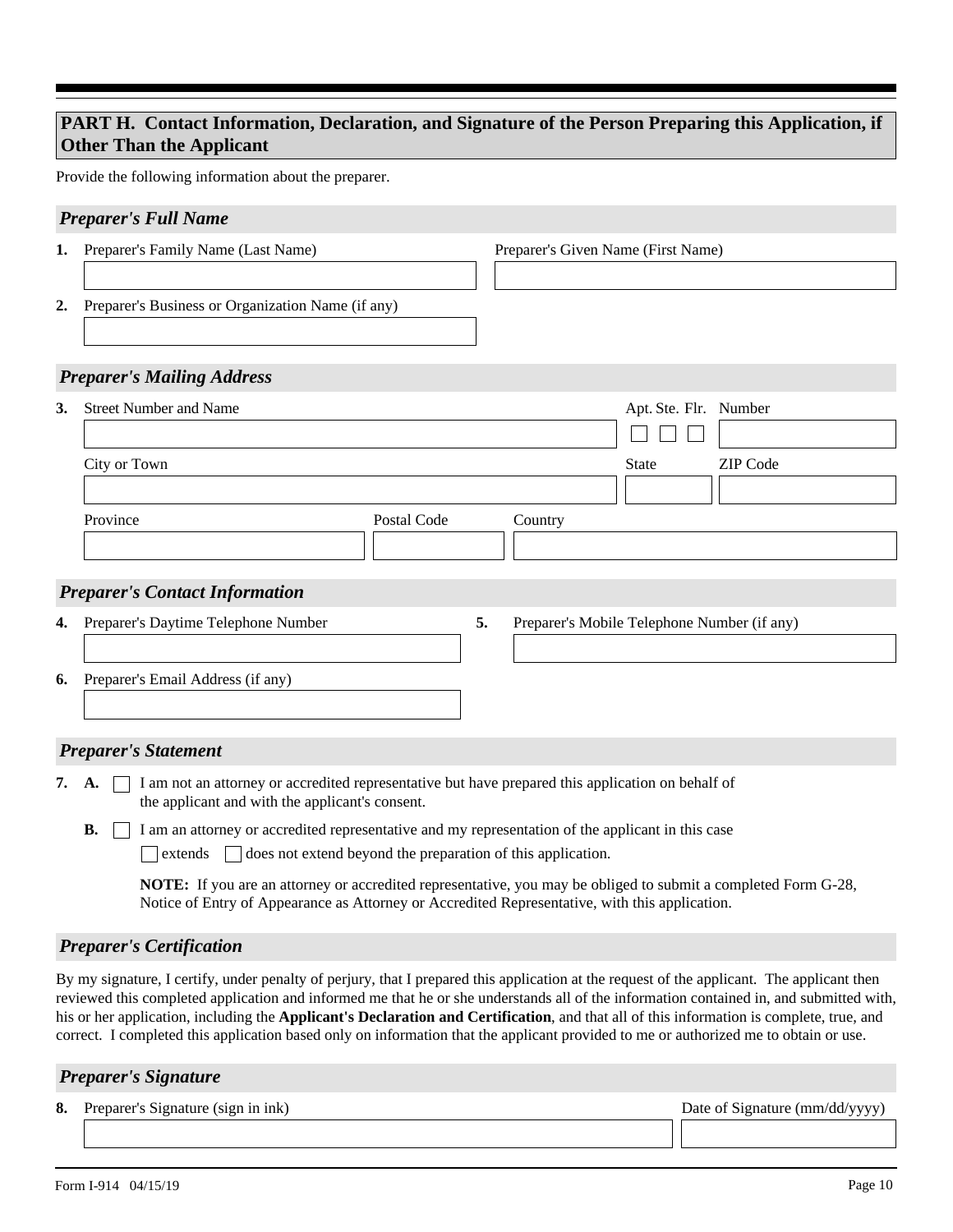## PART H. Contact Information, Declaration, and Signature of the Person Preparing this Application, if Other Than the Applicant

Provide the following information about the preparer.

### *Preparer's Full Name*

**1.** Preparer's Family Name (Last Name)

Preparer's Given Name (First Name)

**2.** Preparer's Business or Organization Name (if any)

### *Preparer's Mailing Address*

**3.** Street Number and Name

Apt. Ste. Flr. Number

City or Town

State

ZIP Code

Province

Postal Code

Country

### *Preparer's Contact Information*

**4.** Preparer's Daytime Telephone Number

**5.** Preparer's Mobile Telephone Number (if any)

**6.** Preparer's Email Address (if any)

### *Preparer's Statement*

**7. A.** ☐ I am not an attorney or accredited representative but have prepared this application on behalf of the applicant and with the applicant's consent.

**B.** ☐ I am an attorney or accredited representative and my representation of the applicant in this case ☐ extends ☐ does not extend beyond the preparation of this application.

**NOTE:** If you are an attorney or accredited representative, you may be obliged to submit a completed Form G-28, Notice of Entry of Appearance as Attorney or Accredited Representative, with this application.

### *Preparer's Certification*

By my signature, I certify, under penalty of perjury, that I prepared this application at the request of the applicant. The applicant then reviewed this completed application and informed me that he or she understands all of the information contained in, and submitted with, his or her application, including the **Applicant's Declaration and Certification**, and that all of this information is complete, true, and correct. I completed this application based only on information that the applicant provided to me or authorized me to obtain or use.

### *Preparer's Signature*

**8.** Preparer's Signature (sign in ink)

Date of Signature (mm/dd/yyyy)

Form I-914 04/15/19